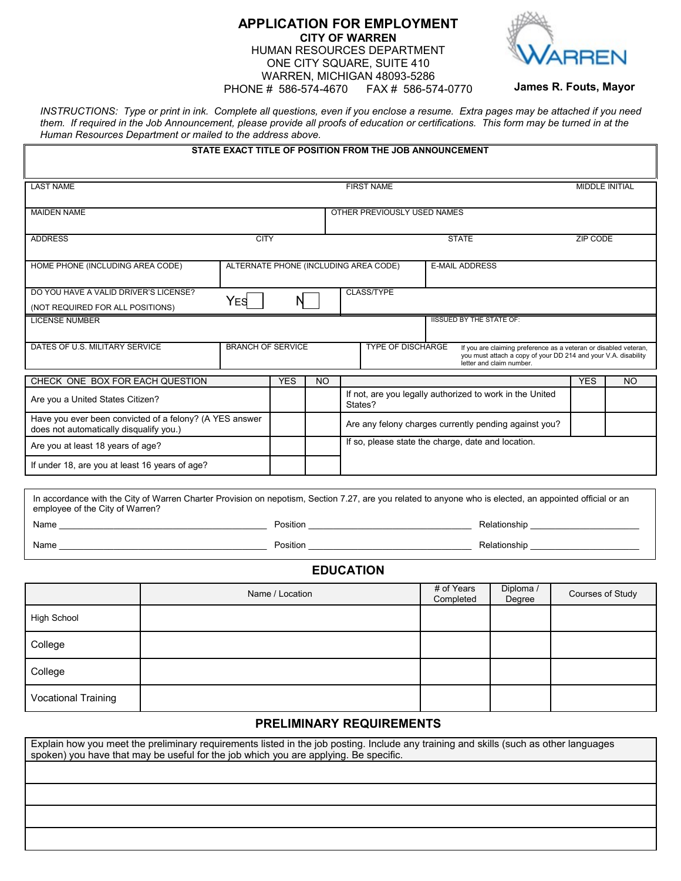# APPLICATION FOR EMPLOYMENT

**CITY OF WARREN**
HUMAN RESOURCES DEPARTMENT
ONE CITY SQUARE, SUITE 410
WARREN, MICHIGAN 48093-5286
PHONE # 586-574-4670 FAX # 586-574-0770

WARREN
**James R. Fouts, Mayor**

*INSTRUCTIONS: Type or print in ink. Complete all questions, even if you enclose a resume. Extra pages may be attached if you need them. If required in the Job Announcement, please provide all proofs of education or certifications. This form may be turned in at the Human Resources Department or mailed to the address above.*

**STATE EXACT TITLE OF POSITION FROM THE JOB ANNOUNCEMENT**

| LAST NAME | FIRST NAME | MIDDLE INITIAL |
|---|---|---|
| | | |

| MAIDEN NAME | OTHER PREVIOUSLY USED NAMES |
|---|---|
| | |

| ADDRESS | CITY | STATE | ZIP CODE |
|---|---|---|---|
| | | | |

| HOME PHONE (INCLUDING AREA CODE) | ALTERNATE PHONE (INCLUDING AREA CODE) | E-MAIL ADDRESS |
|---|---|---|
| | | |

| DO YOU HAVE A VALID DRIVER'S LICENSE? (NOT REQUIRED FOR ALL POSITIONS) | YES ☐ N ☐ | CLASS/TYPE |
|---|---|---|
| | | |

| LICENSE NUMBER | IISSUED BY THE STATE OF: |
|---|---|
| | |

| DATES OF U.S. MILITARY SERVICE | BRANCH OF SERVICE | TYPE OF DISCHARGE | If you are claiming preference as a veteran or disabled veteran, you must attach a copy of your DD 214 and your V.A. disability letter and claim number. |
|---|---|---|---|
| | | | |

| CHECK ONE BOX FOR EACH QUESTION | YES | NO | | YES | NO |
|---|---|---|---|---|---|
| Are you a United States Citizen? | | | If not, are you legally authorized to work in the United States? | | |
| Have you ever been convicted of a felony? (A YES answer does not automatically disqualify you.) | | | Are any felony charges currently pending against you? | | |
| Are you at least 18 years of age? | | | If so, please state the charge, date and location. | | |
| If under 18, are you at least 16 years of age? | | | | | |

In accordance with the City of Warren Charter Provision on nepotism, Section 7.27, are you related to anyone who is elected, an appointed official or an employee of the City of Warren?

Name ______________________ Position ______________________ Relationship ______________

Name ______________________ Position ______________________ Relationship ______________

## EDUCATION

| | Name / Location | # of Years Completed | Diploma / Degree | Courses of Study |
|---|---|---|---|---|
| High School | | | | |
| College | | | | |
| College | | | | |
| Vocational Training | | | | |

## PRELIMINARY REQUIREMENTS

| Explain how you meet the preliminary requirements listed in the job posting. Include any training and skills (such as other languages spoken) you have that may be useful for the job which you are applying. Be specific. |
|---|
| |
| |
| |
| |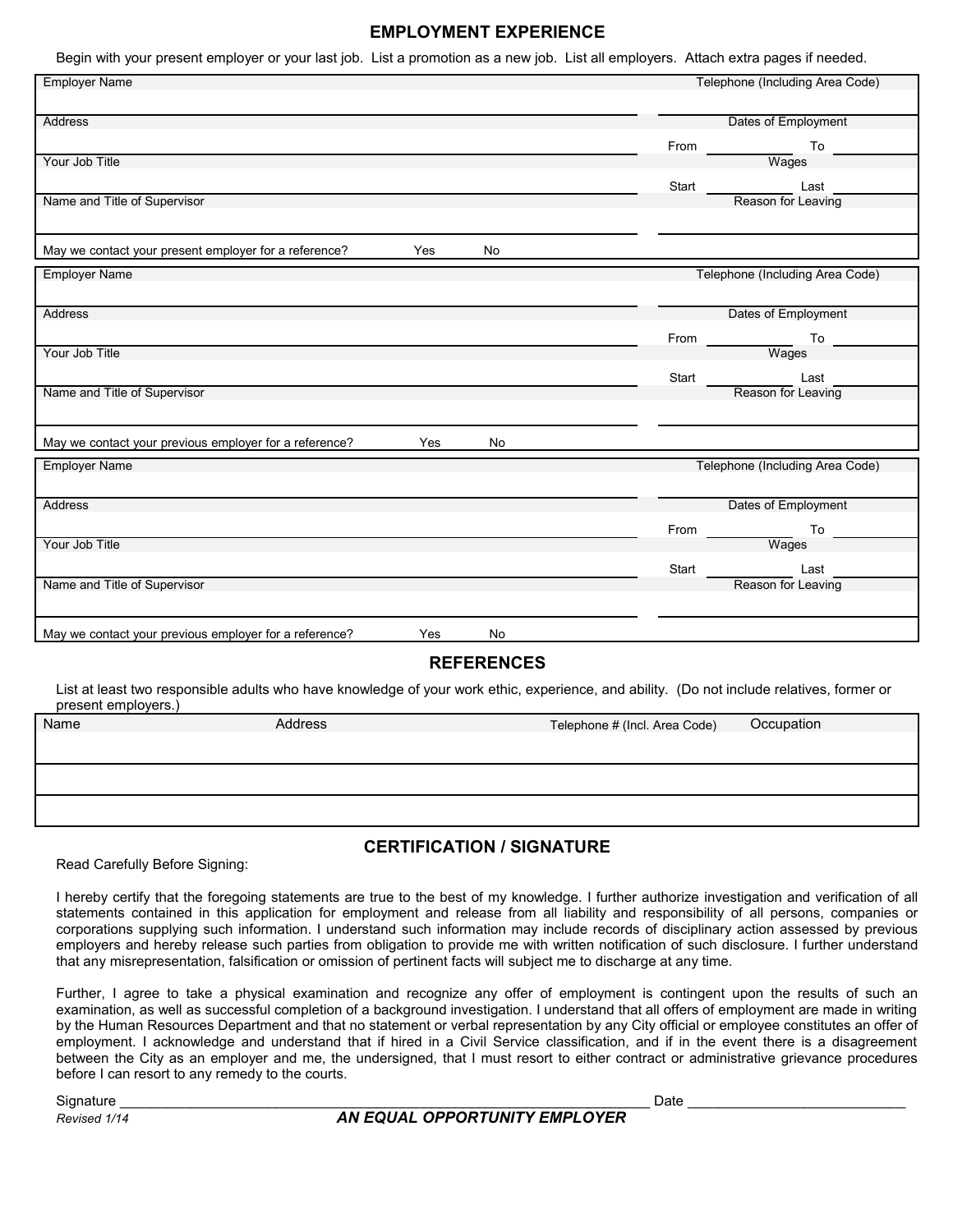## EMPLOYMENT EXPERIENCE

Begin with your present employer or your last job. List a promotion as a new job. List all employers. Attach extra pages if needed.

| | |
|---|---|
| Employer Name | Telephone (Including Area Code) |
| Address | Dates of Employment<br>From ______ To ______ |
| Your Job Title | Wages<br>Start ______ Last ______ |
| Name and Title of Supervisor | Reason for Leaving |
| May we contact your present employer for a reference? Yes No | |

| | |
|---|---|
| Employer Name | Telephone (Including Area Code) |
| Address | Dates of Employment<br>From ______ To ______ |
| Your Job Title | Wages<br>Start ______ Last ______ |
| Name and Title of Supervisor | Reason for Leaving |
| May we contact your previous employer for a reference? Yes No | |

| | |
|---|---|
| Employer Name | Telephone (Including Area Code) |
| Address | Dates of Employment<br>From ______ To ______ |
| Your Job Title | Wages<br>Start ______ Last ______ |
| Name and Title of Supervisor | Reason for Leaving |
| May we contact your previous employer for a reference? Yes No | |

## REFERENCES

List at least two responsible adults who have knowledge of your work ethic, experience, and ability. (Do not include relatives, former or present employers.)

| Name | Address | Telephone # (Incl. Area Code) | Occupation |
|---|---|---|---|
| | | | |
| | | | |
| | | | |

## CERTIFICATION / SIGNATURE

Read Carefully Before Signing:

I hereby certify that the foregoing statements are true to the best of my knowledge. I further authorize investigation and verification of all statements contained in this application for employment and release from all liability and responsibility of all persons, companies or corporations supplying such information. I understand such information may include records of disciplinary action assessed by previous employers and hereby release such parties from obligation to provide me with written notification of such disclosure. I further understand that any misrepresentation, falsification or omission of pertinent facts will subject me to discharge at any time.

Further, I agree to take a physical examination and recognize any offer of employment is contingent upon the results of such an examination, as well as successful completion of a background investigation. I understand that all offers of employment are made in writing by the Human Resources Department and that no statement or verbal representation by any City official or employee constitutes an offer of employment. I acknowledge and understand that if hired in a Civil Service classification, and if in the event there is a disagreement between the City as an employer and me, the undersigned, that I must resort to either contract or administrative grievance procedures before I can resort to any remedy to the courts.

Signature ______________________________________________ Date ____________________

*Revised 1/14*

***AN EQUAL OPPORTUNITY EMPLOYER***